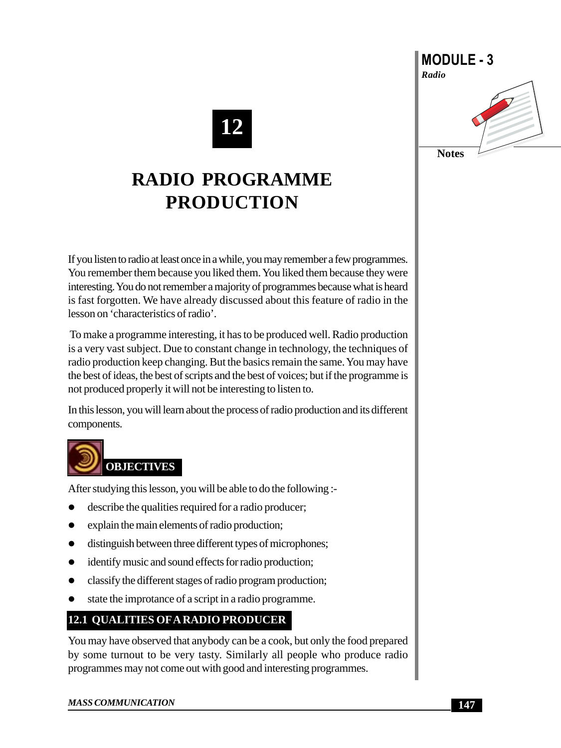# 12

# RADIO PROGRAMME PRODUCTION

If you listen to radio at least once in a while, you may remember a few programmes. You remember them because you liked them. You liked them because they were interesting. You do not remember a majority of programmes because what is heard is fast forgotten. We have already discussed about this feature of radio in the lesson on 'characteristics of radio'.

To make a programme interesting, it has to be produced well. Radio production is a very vast subject. Due to constant change in technology, the techniques of radio production keep changing. But the basics remain the same. You may have the best of ideas, the best of scripts and the best of voices; but if the programme is not produced properly it will not be interesting to listen to.

In this lesson, you will learn about the process of radio production and its different components.

## OBJECTIVES

After studying this lesson, you will be able to do the following :-

- describe the qualities required for a radio producer;
- explain the main elements of radio production;
- distinguish between three different types of microphones;
- identify music and sound effects for radio production;
- classify the different stages of radio program production;
- state the improtance of a script in a radio programme.

## 12.1 QUALITIES OF A RADIO PRODUCER

You may have observed that anybody can be a cook, but only the food prepared by some turnout to be very tasty. Similarly all people who produce radio programmes may not come out with good and interesting programmes.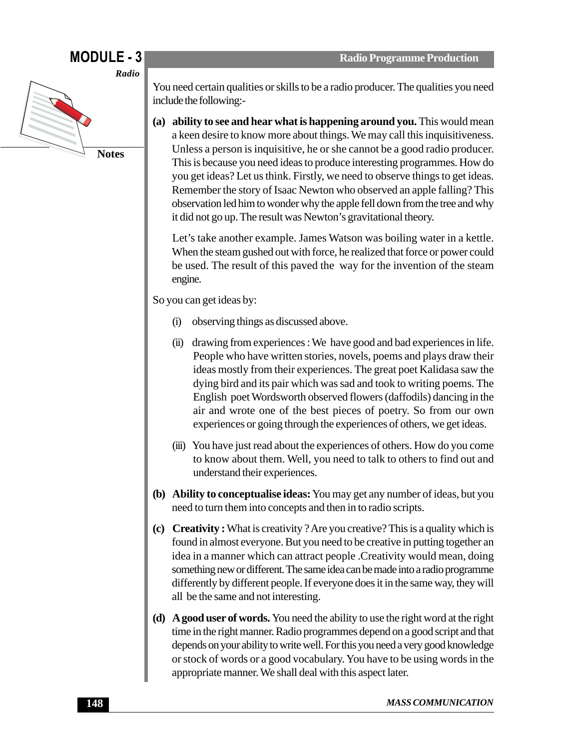You need certain qualities or skills to be a radio producer. The qualities you need include the following:-

**(a) ability to see and hear what is happening around you.** This would mean a keen desire to know more about things. We may call this inquisitiveness. Unless a person is inquisitive, he or she cannot be a good radio producer. This is because you need ideas to produce interesting programmes. How do you get ideas? Let us think. Firstly, we need to observe things to get ideas. Remember the story of Isaac Newton who observed an apple falling? This observation led him to wonder why the apple fell down from the tree and why it did not go up. The result was Newton's gravitational theory.

Let's take another example. James Watson was boiling water in a kettle. When the steam gushed out with force, he realized that force or power could be used. The result of this paved the way for the invention of the steam engine.

So you can get ideas by:

(i) observing things as discussed above.

(ii) drawing from experiences : We have good and bad experiences in life. People who have written stories, novels, poems and plays draw their ideas mostly from their experiences. The great poet Kalidasa saw the dying bird and its pair which was sad and took to writing poems. The English poet Wordsworth observed flowers (daffodils) dancing in the air and wrote one of the best pieces of poetry. So from our own experiences or going through the experiences of others, we get ideas.

(iii) You have just read about the experiences of others. How do you come to know about them. Well, you need to talk to others to find out and understand their experiences.

**(b) Ability to conceptualise ideas:** You may get any number of ideas, but you need to turn them into concepts and then in to radio scripts.

**(c) Creativity :** What is creativity ? Are you creative? This is a quality which is found in almost everyone. But you need to be creative in putting together an idea in a manner which can attract people .Creativity would mean, doing something new or different. The same idea can be made into a radio programme differently by different people. If everyone does it in the same way, they will all be the same and not interesting.

**(d) A good user of words.** You need the ability to use the right word at the right time in the right manner. Radio programmes depend on a good script and that depends on your ability to write well. For this you need a very good knowledge or stock of words or a good vocabulary. You have to be using words in the appropriate manner. We shall deal with this aspect later.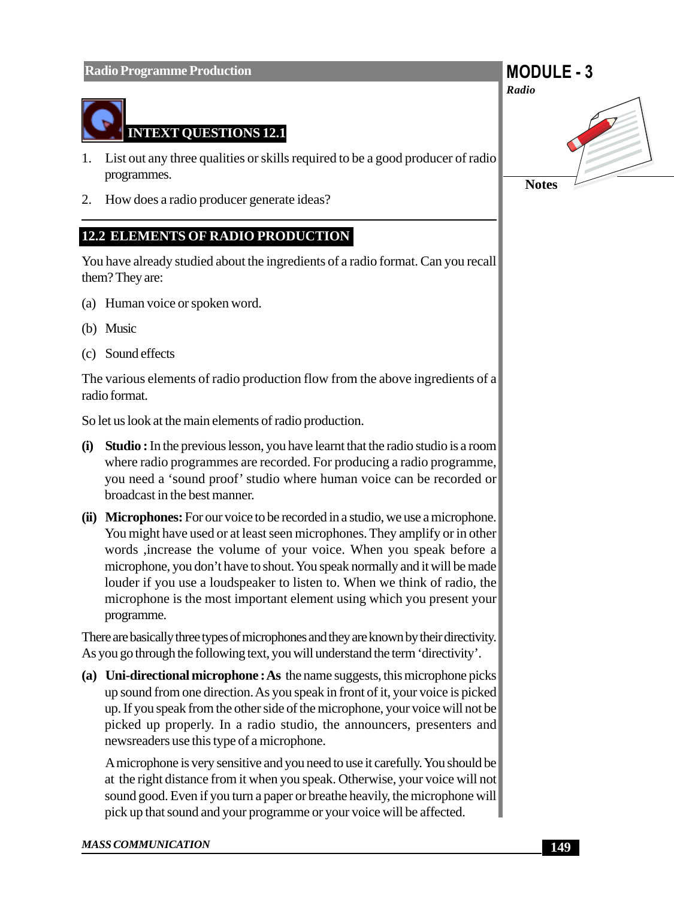## INTEXT QUESTIONS 12.1

1. List out any three qualities or skills required to be a good producer of radio programmes.

2. How does a radio producer generate ideas?

## 12.2 ELEMENTS OF RADIO PRODUCTION

You have already studied about the ingredients of a radio format. Can you recall them? They are:

(a) Human voice or spoken word.

(b) Music

(c) Sound effects

The various elements of radio production flow from the above ingredients of a radio format.

So let us look at the main elements of radio production.

**(i) Studio :** In the previous lesson, you have learnt that the radio studio is a room where radio programmes are recorded. For producing a radio programme, you need a 'sound proof' studio where human voice can be recorded or broadcast in the best manner.

**(ii) Microphones:** For our voice to be recorded in a studio, we use a microphone. You might have used or at least seen microphones. They amplify or in other words ,increase the volume of your voice. When you speak before a microphone, you don't have to shout. You speak normally and it will be made louder if you use a loudspeaker to listen to. When we think of radio, the microphone is the most important element using which you present your programme.

There are basically three types of microphones and they are known by their directivity. As you go through the following text, you will understand the term 'directivity'.

**(a) Uni-directional microphone : As** the name suggests, this microphone picks up sound from one direction. As you speak in front of it, your voice is picked up. If you speak from the other side of the microphone, your voice will not be picked up properly. In a radio studio, the announcers, presenters and newsreaders use this type of a microphone.

A microphone is very sensitive and you need to use it carefully. You should be at the right distance from it when you speak. Otherwise, your voice will not sound good. Even if you turn a paper or breathe heavily, the microphone will pick up that sound and your programme or your voice will be affected.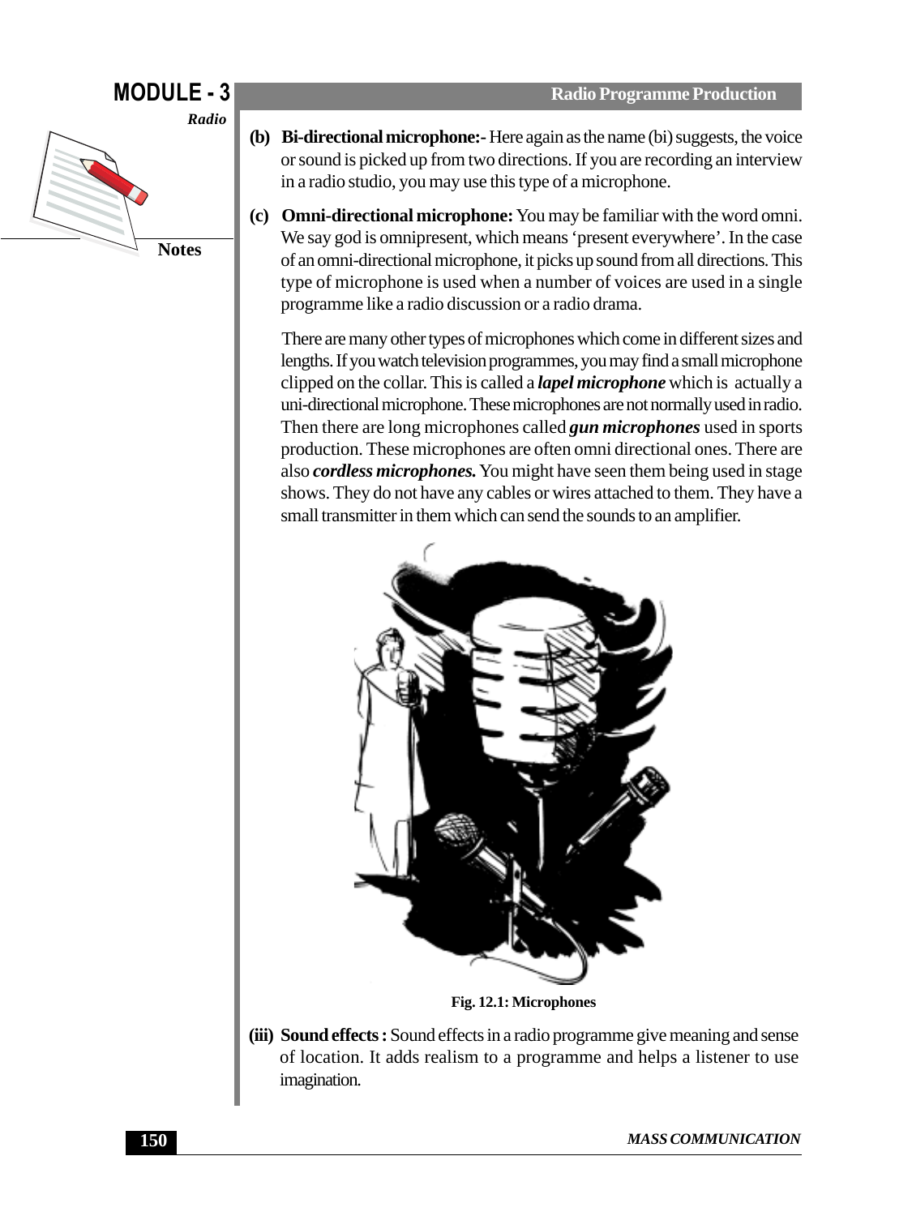**(b) Bi-directional microphone:-** Here again as the name (bi) suggests, the voice or sound is picked up from two directions. If you are recording an interview in a radio studio, you may use this type of a microphone.

**(c) Omni-directional microphone:** You may be familiar with the word omni. We say god is omnipresent, which means 'present everywhere'. In the case of an omni-directional microphone, it picks up sound from all directions. This type of microphone is used when a number of voices are used in a single programme like a radio discussion or a radio drama.

There are many other types of microphones which come in different sizes and lengths. If you watch television programmes, you may find a small microphone clipped on the collar. This is called a ***lapel microphone*** which is actually a uni-directional microphone. These microphones are not normally used in radio. Then there are long microphones called ***gun microphones*** used in sports production. These microphones are often omni directional ones. There are also ***cordless microphones.*** You might have seen them being used in stage shows. They do not have any cables or wires attached to them. They have a small transmitter in them which can send the sounds to an amplifier.

**Fig. 12.1: Microphones**

**(iii) Sound effects :** Sound effects in a radio programme give meaning and sense of location. It adds realism to a programme and helps a listener to use imagination.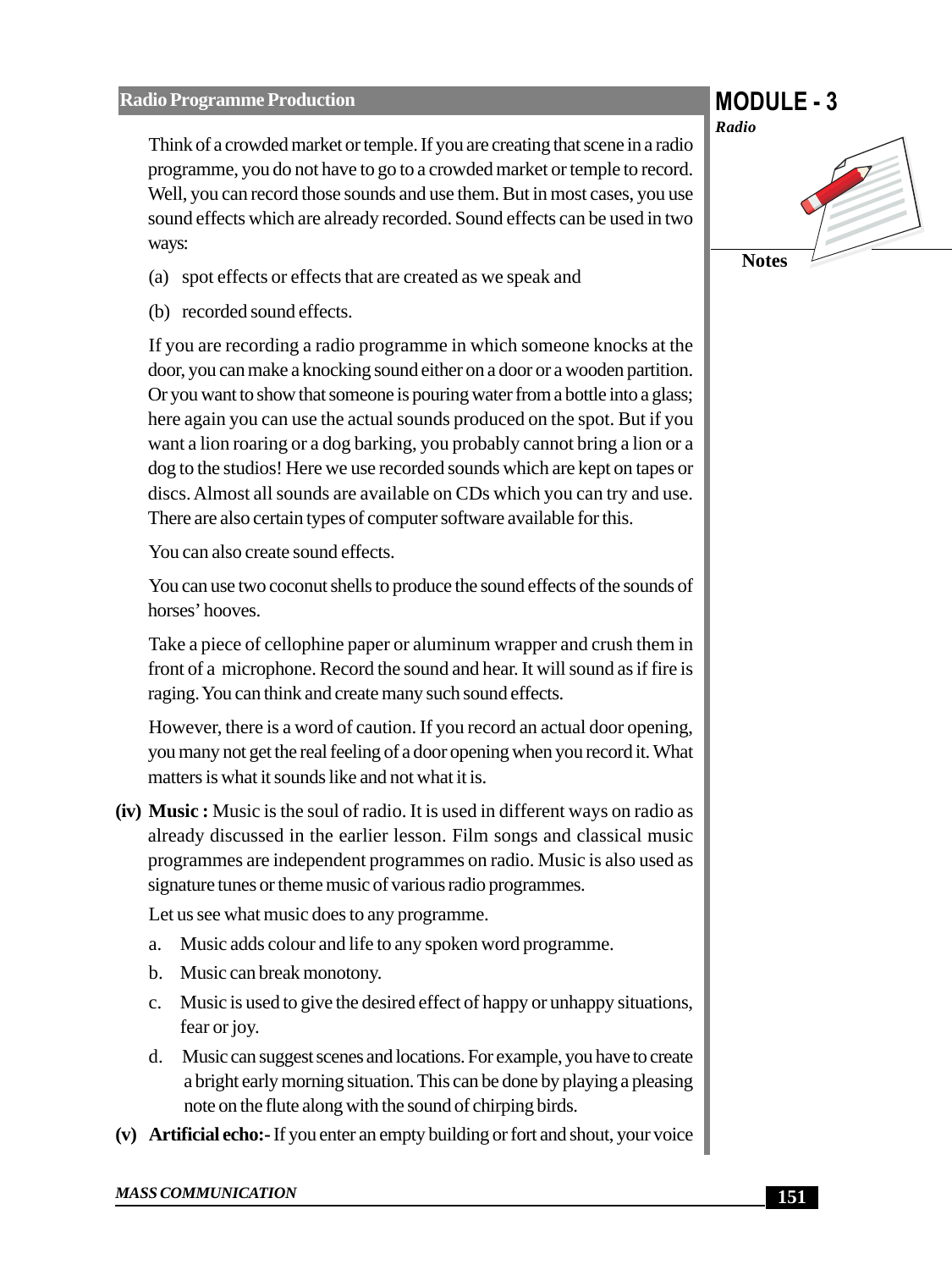Think of a crowded market or temple. If you are creating that scene in a radio programme, you do not have to go to a crowded market or temple to record. Well, you can record those sounds and use them. But in most cases, you use sound effects which are already recorded. Sound effects can be used in two ways:

(a) spot effects or effects that are created as we speak and

(b) recorded sound effects.

If you are recording a radio programme in which someone knocks at the door, you can make a knocking sound either on a door or a wooden partition. Or you want to show that someone is pouring water from a bottle into a glass; here again you can use the actual sounds produced on the spot. But if you want a lion roaring or a dog barking, you probably cannot bring a lion or a dog to the studios! Here we use recorded sounds which are kept on tapes or discs. Almost all sounds are available on CDs which you can try and use. There are also certain types of computer software available for this.

You can also create sound effects.

You can use two coconut shells to produce the sound effects of the sounds of horses' hooves.

Take a piece of cellophine paper or aluminum wrapper and crush them in front of a microphone. Record the sound and hear. It will sound as if fire is raging. You can think and create many such sound effects.

However, there is a word of caution. If you record an actual door opening, you many not get the real feeling of a door opening when you record it. What matters is what it sounds like and not what it is.

**(iv) Music :** Music is the soul of radio. It is used in different ways on radio as already discussed in the earlier lesson. Film songs and classical music programmes are independent programmes on radio. Music is also used as signature tunes or theme music of various radio programmes.

Let us see what music does to any programme.

a. Music adds colour and life to any spoken word programme.

b. Music can break monotony.

c. Music is used to give the desired effect of happy or unhappy situations, fear or joy.

d. Music can suggest scenes and locations. For example, you have to create a bright early morning situation. This can be done by playing a pleasing note on the flute along with the sound of chirping birds.

**(v) Artificial echo:-** If you enter an empty building or fort and shout, your voice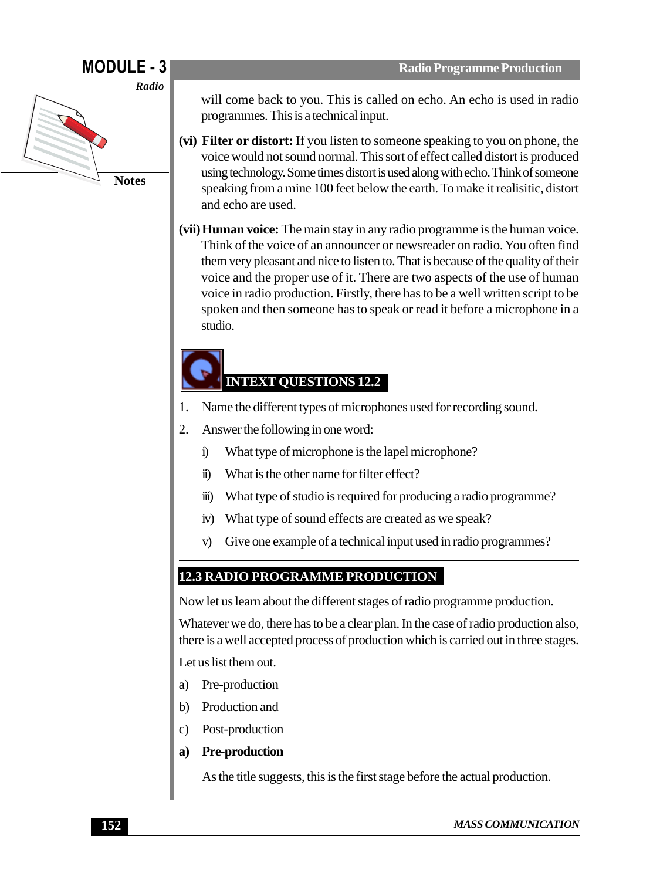will come back to you. This is called on echo. An echo is used in radio programmes. This is a technical input.

**(vi) Filter or distort:** If you listen to someone speaking to you on phone, the voice would not sound normal. This sort of effect called distort is produced using technology. Some times distort is used along with echo. Think of someone speaking from a mine 100 feet below the earth. To make it realisitic, distort and echo are used.

**(vii) Human voice:** The main stay in any radio programme is the human voice. Think of the voice of an announcer or newsreader on radio. You often find them very pleasant and nice to listen to. That is because of the quality of their voice and the proper use of it. There are two aspects of the use of human voice in radio production. Firstly, there has to be a well written script to be spoken and then someone has to speak or read it before a microphone in a studio.

## INTEXT QUESTIONS 12.2

1. Name the different types of microphones used for recording sound.
2. Answer the following in one word:
   i) What type of microphone is the lapel microphone?
   ii) What is the other name for filter effect?
   iii) What type of studio is required for producing a radio programme?
   iv) What type of sound effects are created as we speak?
   v) Give one example of a technical input used in radio programmes?

## 12.3 RADIO PROGRAMME PRODUCTION

Now let us learn about the different stages of radio programme production.

Whatever we do, there has to be a clear plan. In the case of radio production also, there is a well accepted process of production which is carried out in three stages.

Let us list them out.

a) Pre-production
b) Production and
c) Post-production

**a) Pre-production**

As the title suggests, this is the first stage before the actual production.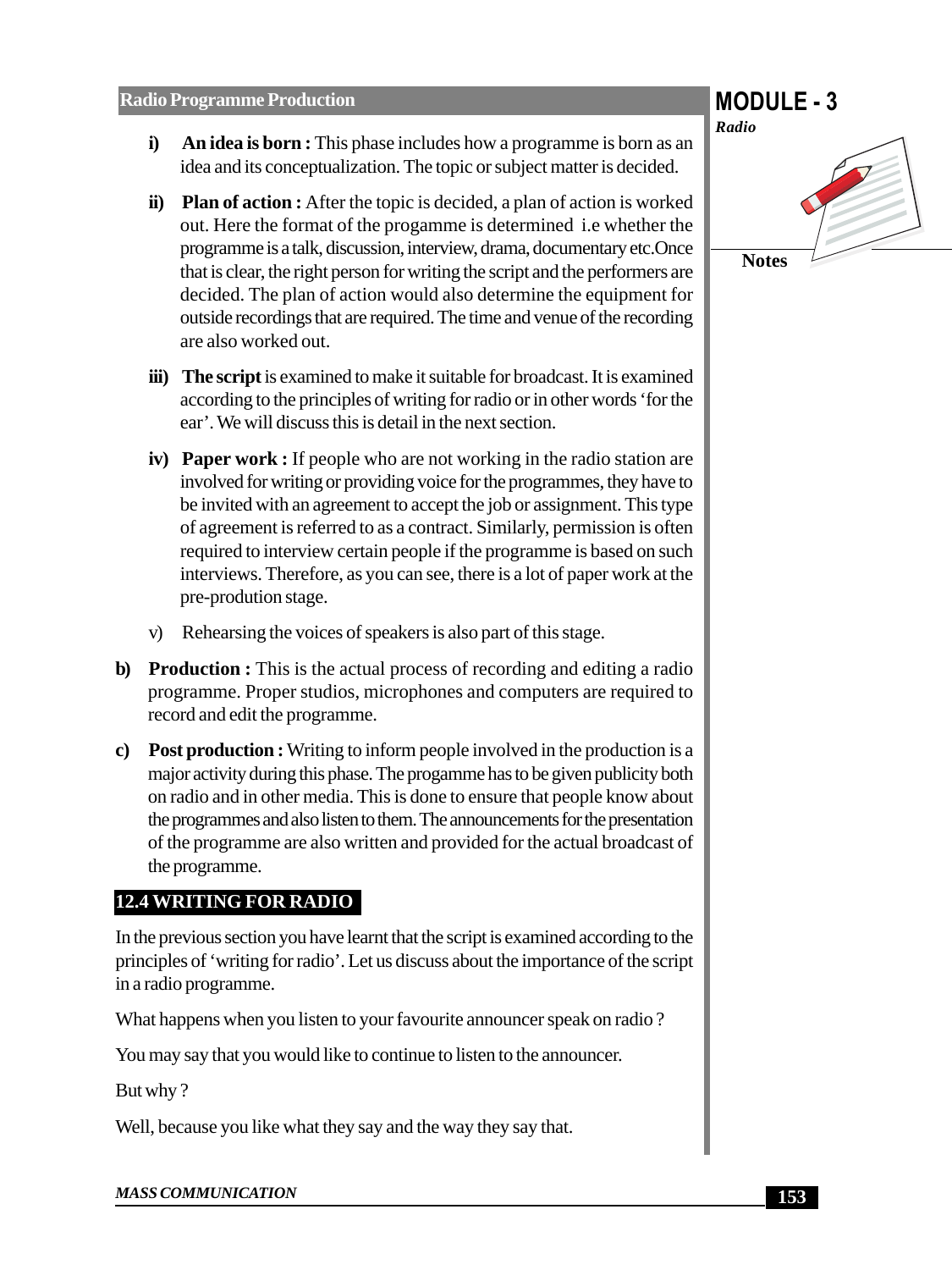i) **An idea is born :** This phase includes how a programme is born as an idea and its conceptualization. The topic or subject matter is decided.

ii) **Plan of action :** After the topic is decided, a plan of action is worked out. Here the format of the progamme is determined i.e whether the programme is a talk, discussion, interview, drama, documentary etc.Once that is clear, the right person for writing the script and the performers are decided. The plan of action would also determine the equipment for outside recordings that are required. The time and venue of the recording are also worked out.

iii) **The script** is examined to make it suitable for broadcast. It is examined according to the principles of writing for radio or in other words 'for the ear'. We will discuss this is detail in the next section.

iv) **Paper work :** If people who are not working in the radio station are involved for writing or providing voice for the programmes, they have to be invited with an agreement to accept the job or assignment. This type of agreement is referred to as a contract. Similarly, permission is often required to interview certain people if the programme is based on such interviews. Therefore, as you can see, there is a lot of paper work at the pre-prodution stage.

v) Rehearsing the voices of speakers is also part of this stage.

**b) Production :** This is the actual process of recording and editing a radio programme. Proper studios, microphones and computers are required to record and edit the programme.

**c) Post production :** Writing to inform people involved in the production is a major activity during this phase. The progamme has to be given publicity both on radio and in other media. This is done to ensure that people know about the programmes and also listen to them. The announcements for the presentation of the programme are also written and provided for the actual broadcast of the programme.

## 12.4 WRITING FOR RADIO

In the previous section you have learnt that the script is examined according to the principles of 'writing for radio'. Let us discuss about the importance of the script in a radio programme.

What happens when you listen to your favourite announcer speak on radio ?

You may say that you would like to continue to listen to the announcer.

But why ?

Well, because you like what they say and the way they say that.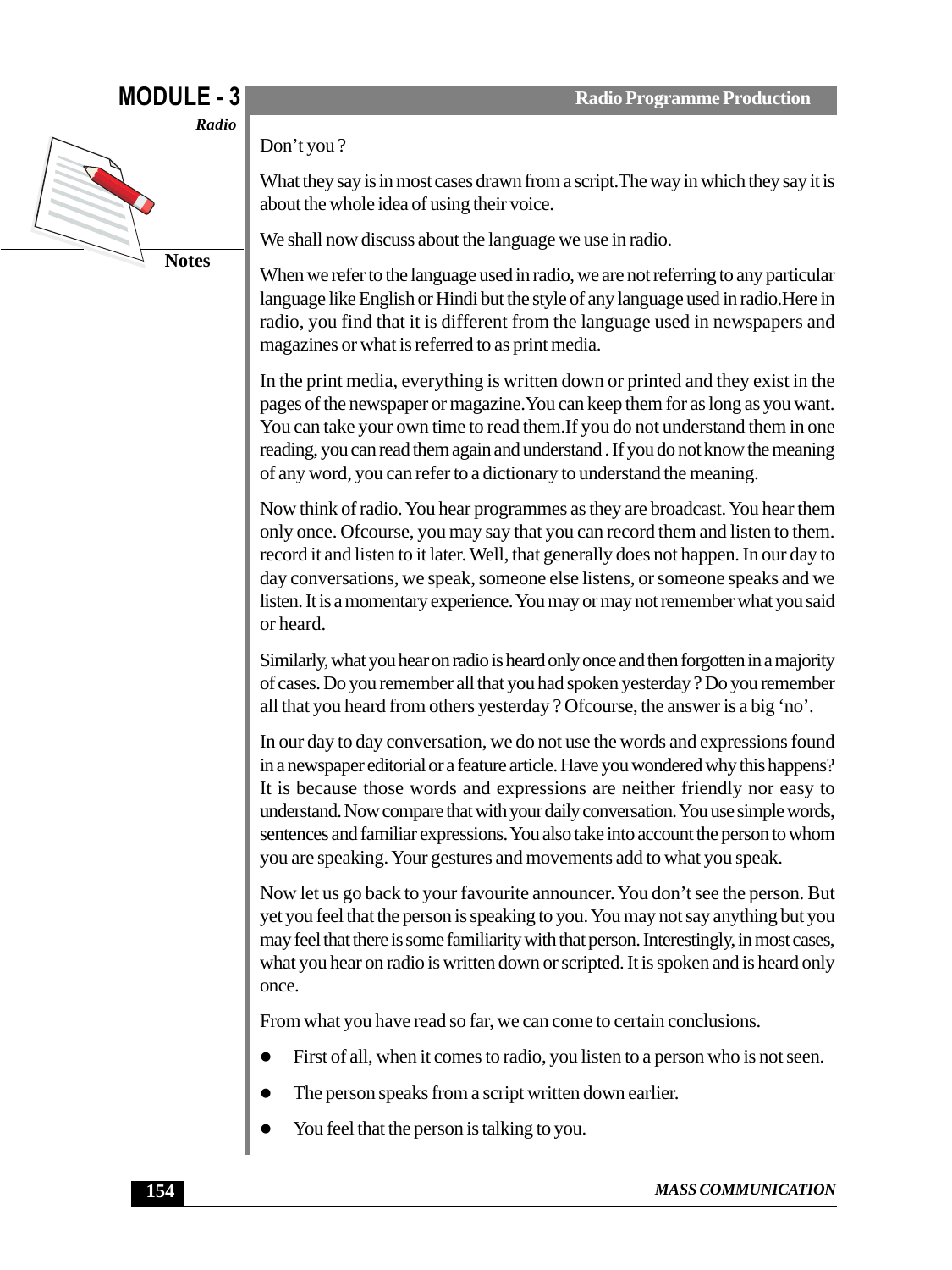Don't you ?

What they say is in most cases drawn from a script.The way in which they say it is about the whole idea of using their voice.

We shall now discuss about the language we use in radio.

When we refer to the language used in radio, we are not referring to any particular language like English or Hindi but the style of any language used in radio.Here in radio, you find that it is different from the language used in newspapers and magazines or what is referred to as print media.

In the print media, everything is written down or printed and they exist in the pages of the newspaper or magazine.You can keep them for as long as you want. You can take your own time to read them.If you do not understand them in one reading, you can read them again and understand . If you do not know the meaning of any word, you can refer to a dictionary to understand the meaning.

Now think of radio. You hear programmes as they are broadcast. You hear them only once. Ofcourse, you may say that you can record them and listen to them. record it and listen to it later. Well, that generally does not happen. In our day to day conversations, we speak, someone else listens, or someone speaks and we listen. It is a momentary experience. You may or may not remember what you said or heard.

Similarly, what you hear on radio is heard only once and then forgotten in a majority of cases. Do you remember all that you had spoken yesterday ? Do you remember all that you heard from others yesterday ? Ofcourse, the answer is a big 'no'.

In our day to day conversation, we do not use the words and expressions found in a newspaper editorial or a feature article. Have you wondered why this happens? It is because those words and expressions are neither friendly nor easy to understand. Now compare that with your daily conversation. You use simple words, sentences and familiar expressions. You also take into account the person to whom you are speaking. Your gestures and movements add to what you speak.

Now let us go back to your favourite announcer. You don't see the person. But yet you feel that the person is speaking to you. You may not say anything but you may feel that there is some familiarity with that person. Interestingly, in most cases, what you hear on radio is written down or scripted. It is spoken and is heard only once.

From what you have read so far, we can come to certain conclusions.

- First of all, when it comes to radio, you listen to a person who is not seen.
- The person speaks from a script written down earlier.
- You feel that the person is talking to you.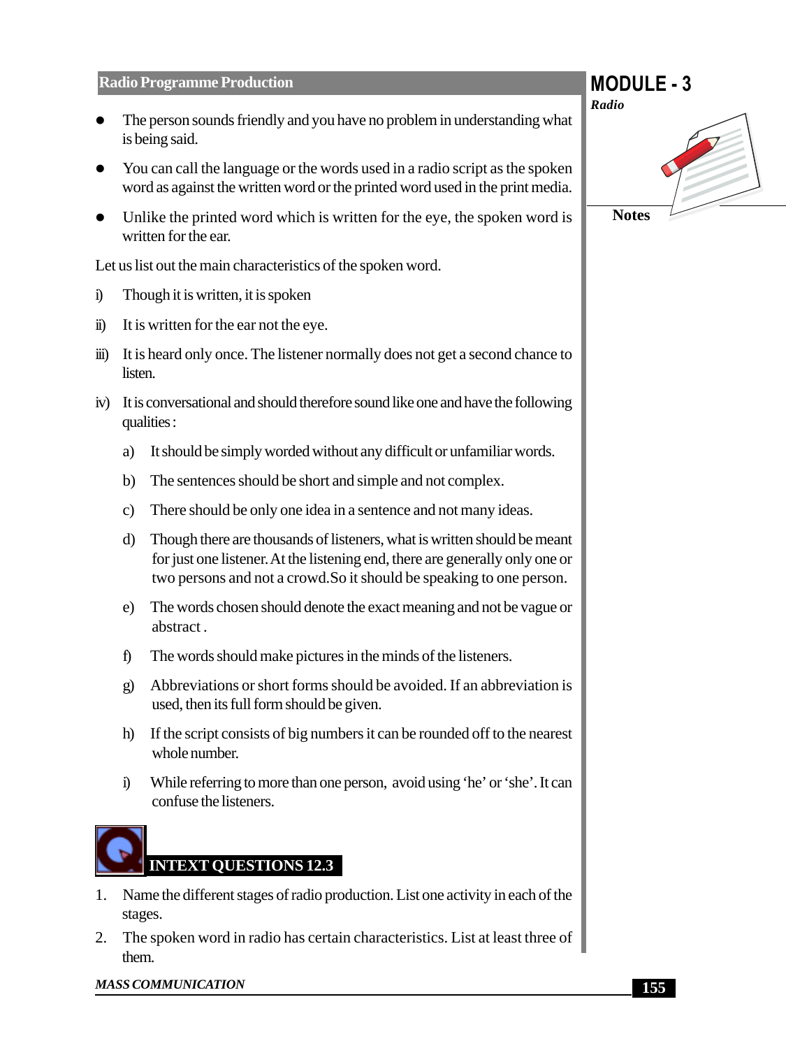- The person sounds friendly and you have no problem in understanding what is being said.
- You can call the language or the words used in a radio script as the spoken word as against the written word or the printed word used in the print media.
- Unlike the printed word which is written for the eye, the spoken word is written for the ear.

Let us list out the main characteristics of the spoken word.

i) Though it is written, it is spoken

ii) It is written for the ear not the eye.

iii) It is heard only once. The listener normally does not get a second chance to listen.

iv) It is conversational and should therefore sound like one and have the following qualities :

   a) It should be simply worded without any difficult or unfamiliar words.

   b) The sentences should be short and simple and not complex.

   c) There should be only one idea in a sentence and not many ideas.

   d) Though there are thousands of listeners, what is written should be meant for just one listener. At the listening end, there are generally only one or two persons and not a crowd.So it should be speaking to one person.

   e) The words chosen should denote the exact meaning and not be vague or abstract .

   f) The words should make pictures in the minds of the listeners.

   g) Abbreviations or short forms should be avoided. If an abbreviation is used, then its full form should be given.

   h) If the script consists of big numbers it can be rounded off to the nearest whole number.

   i) While referring to more than one person, avoid using 'he' or 'she'. It can confuse the listeners.

## INTEXT QUESTIONS 12.3

1. Name the different stages of radio production. List one activity in each of the stages.
2. The spoken word in radio has certain characteristics. List at least three of them.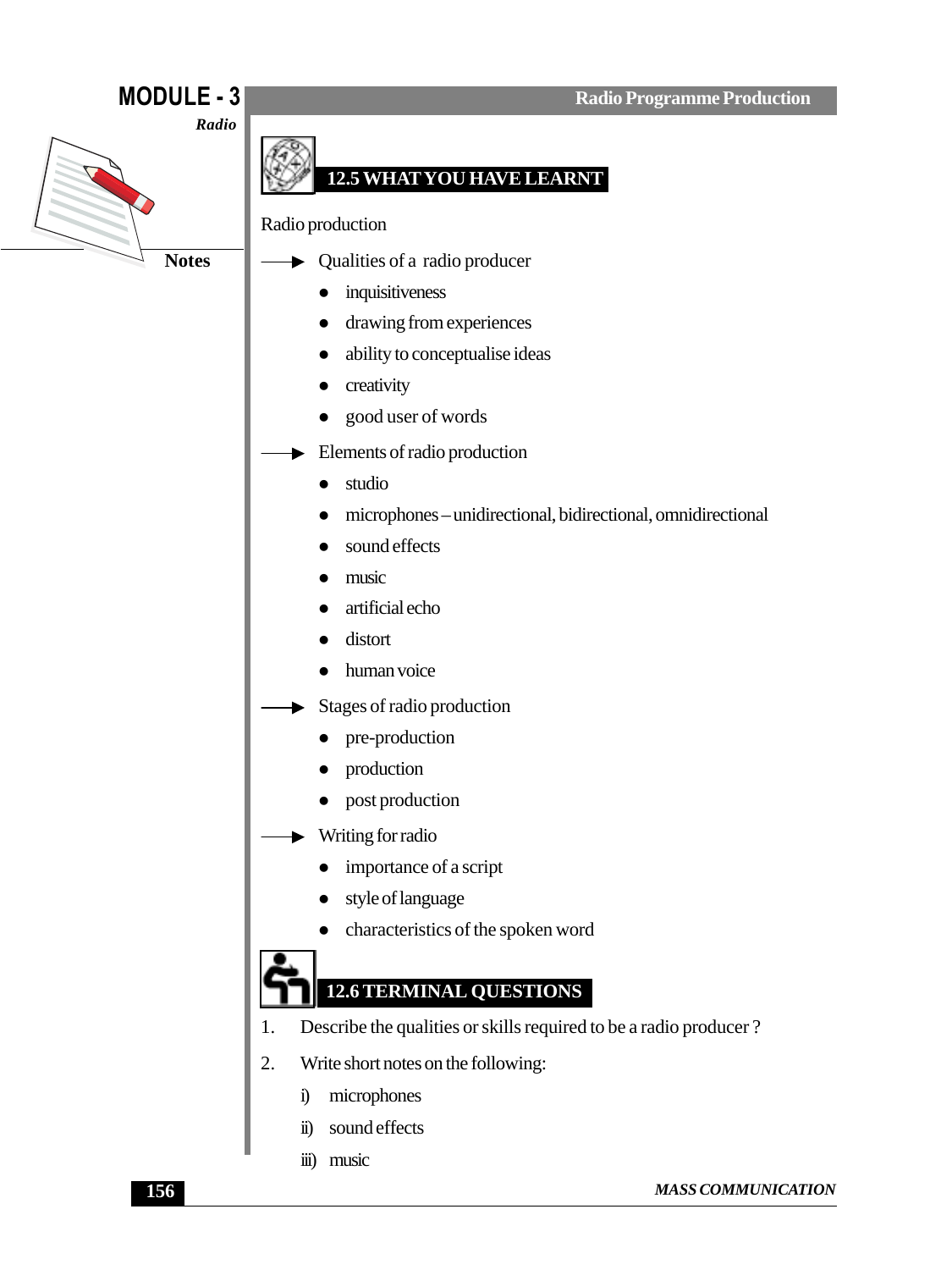## 12.5 WHAT YOU HAVE LEARNT

Radio production

- Qualities of a radio producer
  - inquisitiveness
  - drawing from experiences
  - ability to conceptualise ideas
  - creativity
  - good user of words
- Elements of radio production
  - studio
  - microphones – unidirectional, bidirectional, omnidirectional
  - sound effects
  - music
  - artificial echo
  - distort
  - human voice
- Stages of radio production
  - pre-production
  - production
  - post production
- Writing for radio
  - importance of a script
  - style of language
  - characteristics of the spoken word

## 12.6 TERMINAL QUESTIONS

1. Describe the qualities or skills required to be a radio producer ?
2. Write short notes on the following:

   i) microphones

   ii) sound effects

   iii) music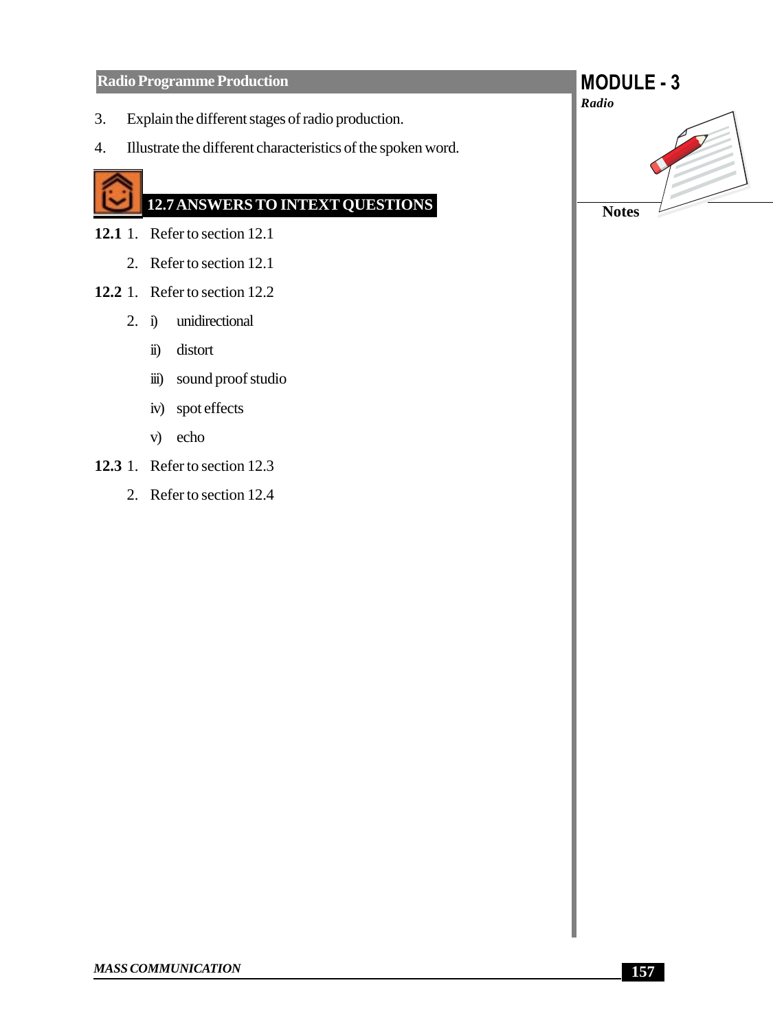3. Explain the different stages of radio production.
4. Illustrate the different characteristics of the spoken word.

## 12.7 ANSWERS TO INTEXT QUESTIONS

**12.1** 1. Refer to section 12.1

2. Refer to section 12.1

**12.2** 1. Refer to section 12.2

2. i) unidirectional
   ii) distort
   iii) sound proof studio
   iv) spot effects
   v) echo

**12.3** 1. Refer to section 12.3

2. Refer to section 12.4